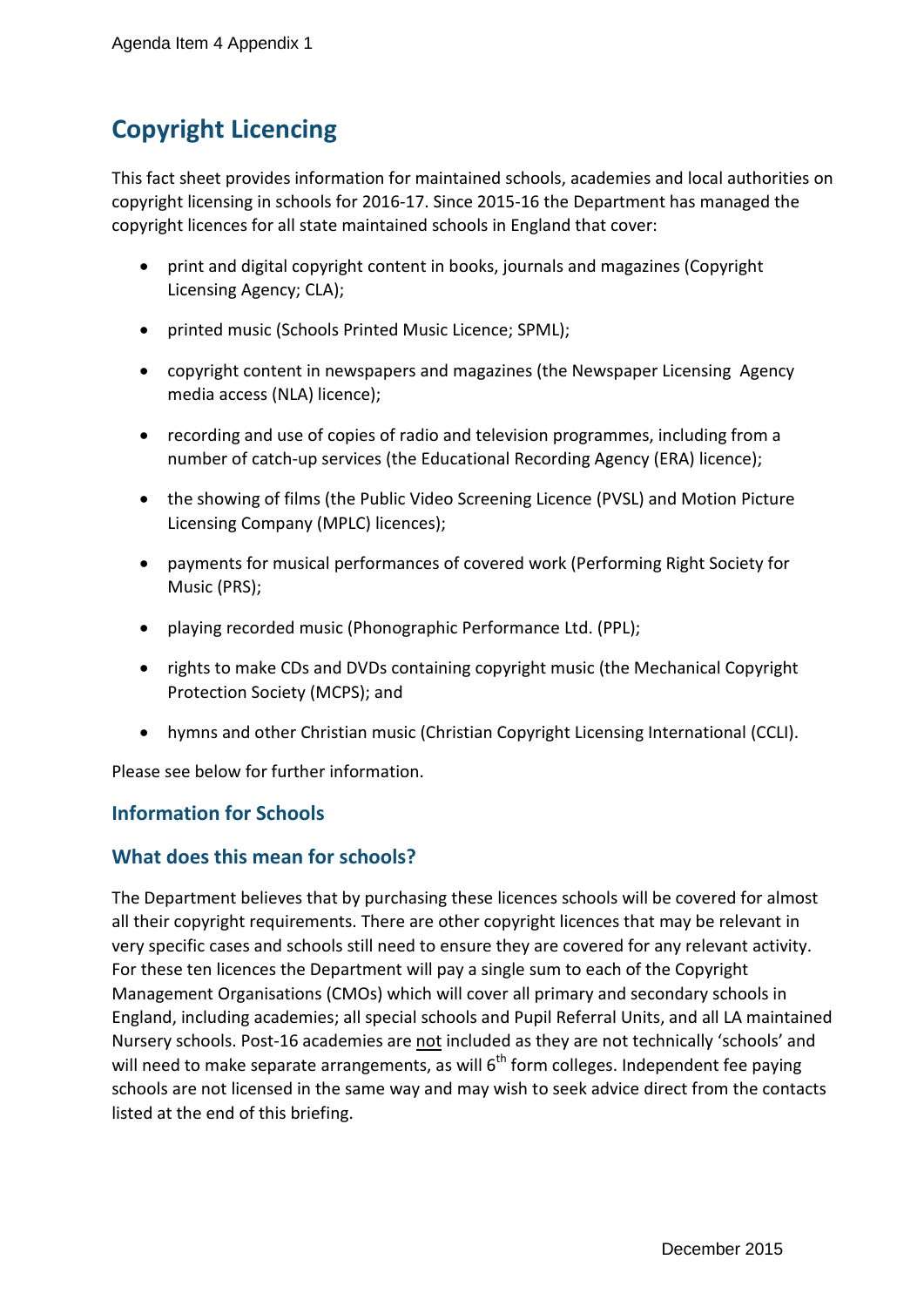# Copyright Licencing

This fact sheet provides information for maintained schools, academies and local authorities on copyright licensing in schools for 2016-17. Since 2015-16 the Department has managed the copyright licences for all state maintained schools in England that cover:

- print and digital copyright content in books, journals and magazines (Copyright Licensing Agency; CLA);
- printed music (Schools Printed Music Licence; SPML);
- copyright content in newspapers and magazines (the Newspaper Licensing Agency media access (NLA) licence);
- recording and use of copies of radio and television programmes, including from a number of catch-up services (the Educational Recording Agency (ERA) licence);
- the showing of films (the Public Video Screening Licence (PVSL) and Motion Picture Licensing Company (MPLC) licences);
- payments for musical performances of covered work (Performing Right Society for Music (PRS);
- playing recorded music (Phonographic Performance Ltd. (PPL);
- rights to make CDs and DVDs containing copyright music (the Mechanical Copyright Protection Society (MCPS); and
- hymns and other Christian music (Christian Copyright Licensing International (CCLI).

Please see below for further information.

## Information for Schools

## What does this mean for schools?

The Department believes that by purchasing these licences schools will be covered for almost all their copyright requirements. There are other copyright licences that may be relevant in very specific cases and schools still need to ensure they are covered for any relevant activity. For these ten licences the Department will pay a single sum to each of the Copyright Management Organisations (CMOs) which will cover all primary and secondary schools in England, including academies; all special schools and Pupil Referral Units, and all LA maintained Nursery schools. Post-16 academies are not included as they are not technically 'schools' and will need to make separate arrangements, as will 6th form colleges. Independent fee paying schools are not licensed in the same way and may wish to seek advice direct from the contacts listed at the end of this briefing.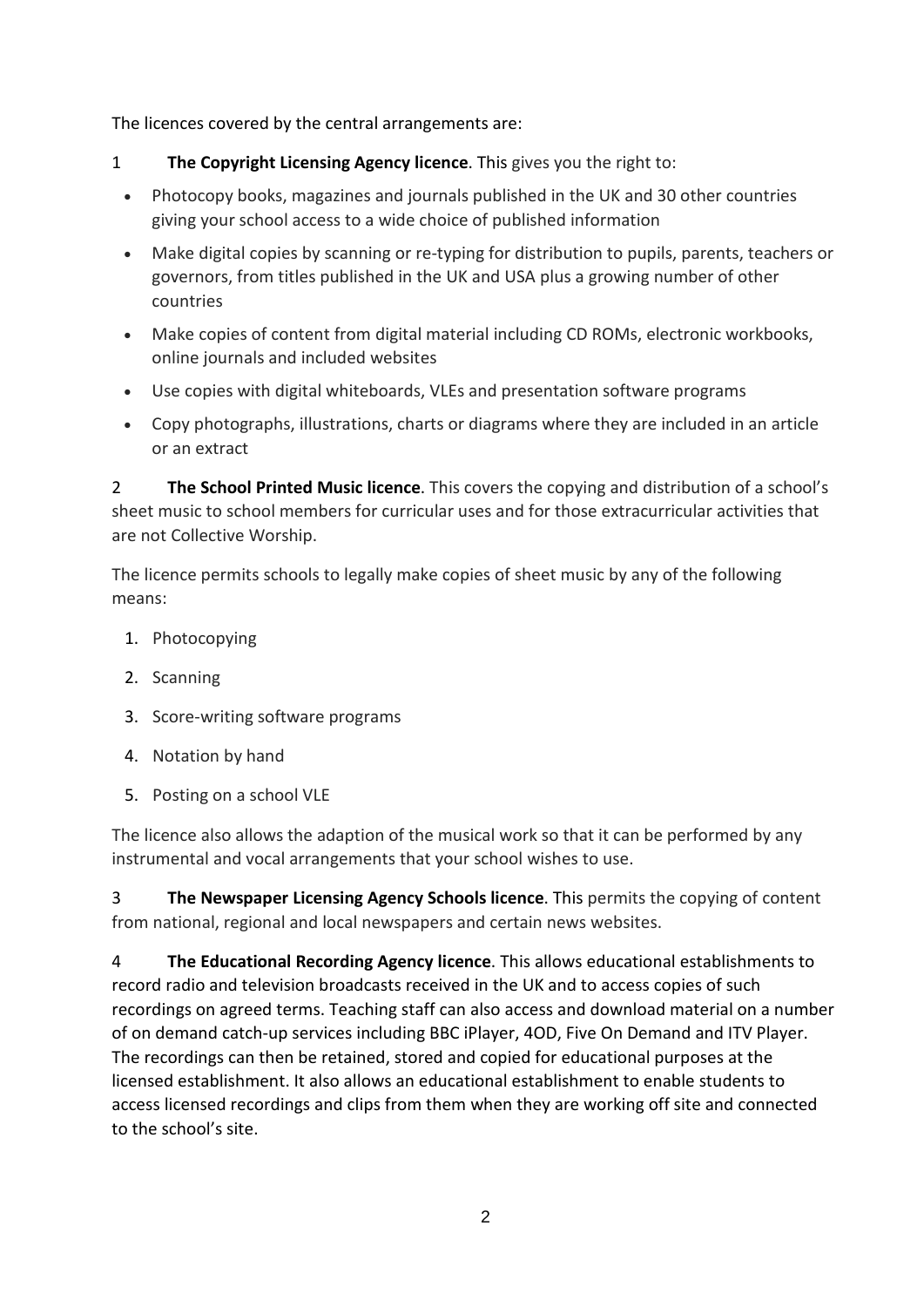The licences covered by the central arrangements are:

1 **The Copyright Licensing Agency licence**. This gives you the right to:

- Photocopy books, magazines and journals published in the UK and 30 other countries giving your school access to a wide choice of published information
- Make digital copies by scanning or re-typing for distribution to pupils, parents, teachers or governors, from titles published in the UK and USA plus a growing number of other countries
- Make copies of content from digital material including CD ROMs, electronic workbooks, online journals and included websites
- Use copies with digital whiteboards, VLEs and presentation software programs
- Copy photographs, illustrations, charts or diagrams where they are included in an article or an extract

2 **The School Printed Music licence**. This covers the copying and distribution of a school's sheet music to school members for curricular uses and for those extracurricular activities that are not Collective Worship.

The licence permits schools to legally make copies of sheet music by any of the following means:

1. Photocopying
2. Scanning
3. Score-writing software programs
4. Notation by hand
5. Posting on a school VLE

The licence also allows the adaption of the musical work so that it can be performed by any instrumental and vocal arrangements that your school wishes to use.

3 **The Newspaper Licensing Agency Schools licence**. This permits the copying of content from national, regional and local newspapers and certain news websites.

4 **The Educational Recording Agency licence**. This allows educational establishments to record radio and television broadcasts received in the UK and to access copies of such recordings on agreed terms. Teaching staff can also access and download material on a number of on demand catch-up services including BBC iPlayer, 4OD, Five On Demand and ITV Player. The recordings can then be retained, stored and copied for educational purposes at the licensed establishment. It also allows an educational establishment to enable students to access licensed recordings and clips from them when they are working off site and connected to the school's site.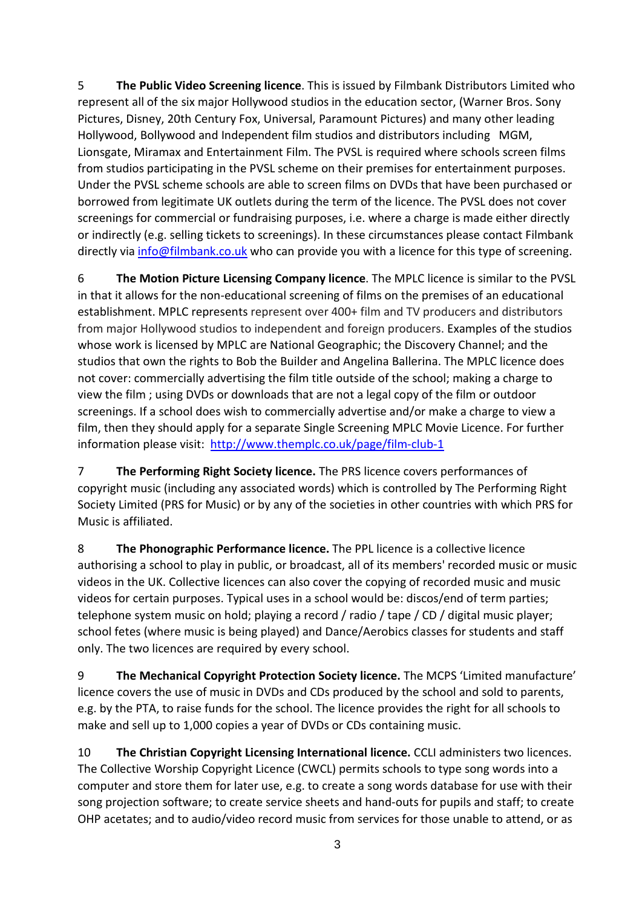5 **The Public Video Screening licence**. This is issued by Filmbank Distributors Limited who represent all of the six major Hollywood studios in the education sector, (Warner Bros. Sony Pictures, Disney, 20th Century Fox, Universal, Paramount Pictures) and many other leading Hollywood, Bollywood and Independent film studios and distributors including MGM, Lionsgate, Miramax and Entertainment Film. The PVSL is required where schools screen films from studios participating in the PVSL scheme on their premises for entertainment purposes. Under the PVSL scheme schools are able to screen films on DVDs that have been purchased or borrowed from legitimate UK outlets during the term of the licence. The PVSL does not cover screenings for commercial or fundraising purposes, i.e. where a charge is made either directly or indirectly (e.g. selling tickets to screenings). In these circumstances please contact Filmbank directly via [info@filmbank.co.uk](mailto:info@filmbank.co.uk) who can provide you with a licence for this type of screening.

6 **The Motion Picture Licensing Company licence**. The MPLC licence is similar to the PVSL in that it allows for the non-educational screening of films on the premises of an educational establishment. MPLC represents represent over 400+ film and TV producers and distributors from major Hollywood studios to independent and foreign producers. Examples of the studios whose work is licensed by MPLC are National Geographic; the Discovery Channel; and the studios that own the rights to Bob the Builder and Angelina Ballerina. The MPLC licence does not cover: commercially advertising the film title outside of the school; making a charge to view the film ; using DVDs or downloads that are not a legal copy of the film or outdoor screenings. If a school does wish to commercially advertise and/or make a charge to view a film, then they should apply for a separate Single Screening MPLC Movie Licence. For further information please visit: [http://www.themplc.co.uk/page/film-club-1](http://www.themplc.co.uk/page/film-club-1)

7 **The Performing Right Society licence.** The PRS licence covers performances of copyright music (including any associated words) which is controlled by The Performing Right Society Limited (PRS for Music) or by any of the societies in other countries with which PRS for Music is affiliated.

8 **The Phonographic Performance licence.** The PPL licence is a collective licence authorising a school to play in public, or broadcast, all of its members' recorded music or music videos in the UK. Collective licences can also cover the copying of recorded music and music videos for certain purposes. Typical uses in a school would be: discos/end of term parties; telephone system music on hold; playing a record / radio / tape / CD / digital music player; school fetes (where music is being played) and Dance/Aerobics classes for students and staff only. The two licences are required by every school.

9 **The Mechanical Copyright Protection Society licence.** The MCPS 'Limited manufacture' licence covers the use of music in DVDs and CDs produced by the school and sold to parents, e.g. by the PTA, to raise funds for the school. The licence provides the right for all schools to make and sell up to 1,000 copies a year of DVDs or CDs containing music.

10 **The Christian Copyright Licensing International licence.** CCLI administers two licences. The Collective Worship Copyright Licence (CWCL) permits schools to type song words into a computer and store them for later use, e.g. to create a song words database for use with their song projection software; to create service sheets and hand-outs for pupils and staff; to create OHP acetates; and to audio/video record music from services for those unable to attend, or as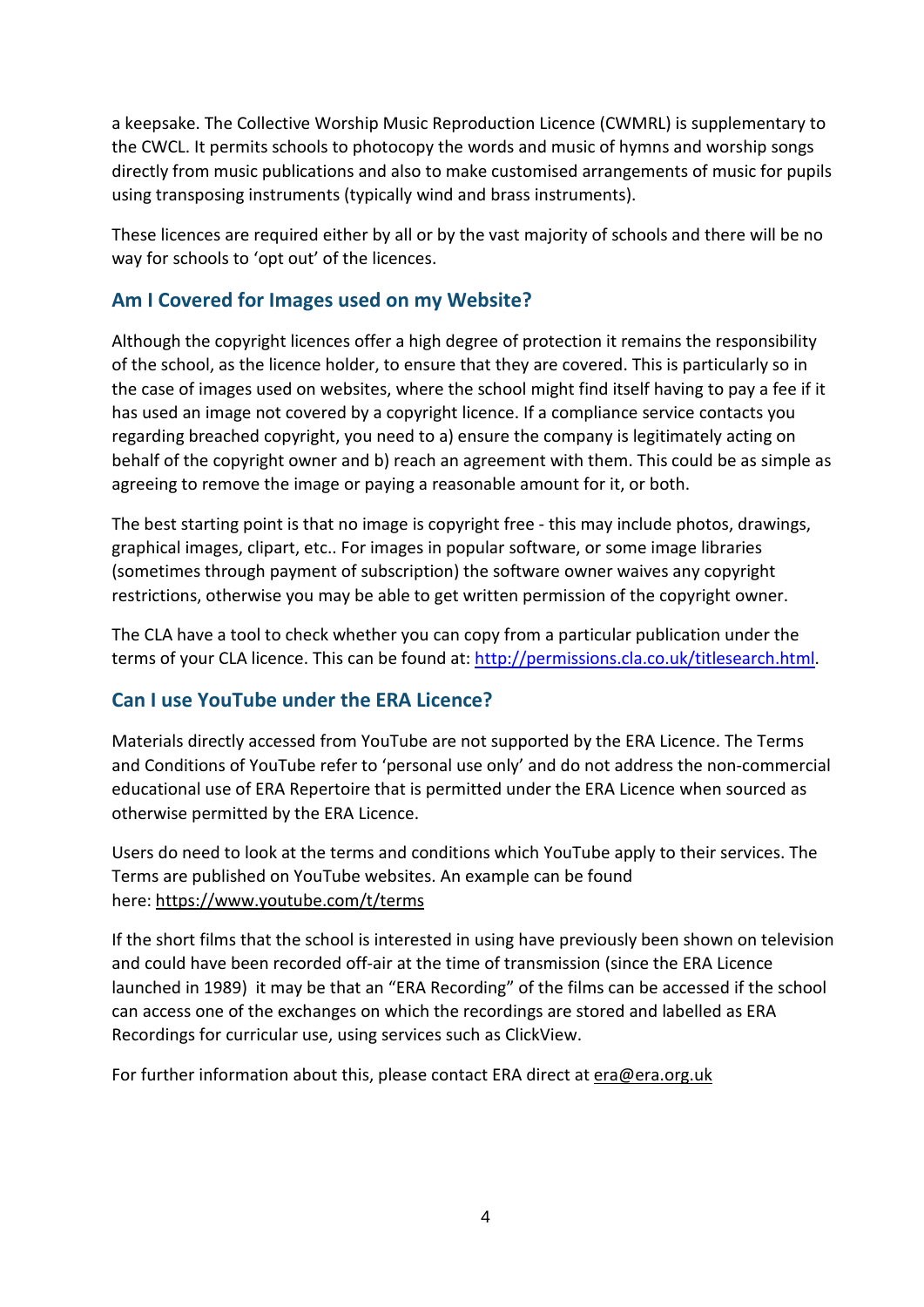a keepsake. The Collective Worship Music Reproduction Licence (CWMRL) is supplementary to the CWCL. It permits schools to photocopy the words and music of hymns and worship songs directly from music publications and also to make customised arrangements of music for pupils using transposing instruments (typically wind and brass instruments).

These licences are required either by all or by the vast majority of schools and there will be no way for schools to 'opt out' of the licences.

## Am I Covered for Images used on my Website?

Although the copyright licences offer a high degree of protection it remains the responsibility of the school, as the licence holder, to ensure that they are covered. This is particularly so in the case of images used on websites, where the school might find itself having to pay a fee if it has used an image not covered by a copyright licence. If a compliance service contacts you regarding breached copyright, you need to a) ensure the company is legitimately acting on behalf of the copyright owner and b) reach an agreement with them. This could be as simple as agreeing to remove the image or paying a reasonable amount for it, or both.

The best starting point is that no image is copyright free - this may include photos, drawings, graphical images, clipart, etc.. For images in popular software, or some image libraries (sometimes through payment of subscription) the software owner waives any copyright restrictions, otherwise you may be able to get written permission of the copyright owner.

The CLA have a tool to check whether you can copy from a particular publication under the terms of your CLA licence. This can be found at: [http://permissions.cla.co.uk/titlesearch.html](http://permissions.cla.co.uk/titlesearch.html).

## Can I use YouTube under the ERA Licence?

Materials directly accessed from YouTube are not supported by the ERA Licence. The Terms and Conditions of YouTube refer to 'personal use only' and do not address the non-commercial educational use of ERA Repertoire that is permitted under the ERA Licence when sourced as otherwise permitted by the ERA Licence.

Users do need to look at the terms and conditions which YouTube apply to their services. The Terms are published on YouTube websites. An example can be found here: [https://www.youtube.com/t/terms](https://www.youtube.com/t/terms)

If the short films that the school is interested in using have previously been shown on television and could have been recorded off-air at the time of transmission (since the ERA Licence launched in 1989) it may be that an "ERA Recording" of the films can be accessed if the school can access one of the exchanges on which the recordings are stored and labelled as ERA Recordings for curricular use, using services such as ClickView.

For further information about this, please contact ERA direct at [era@era.org.uk](mailto:era@era.org.uk)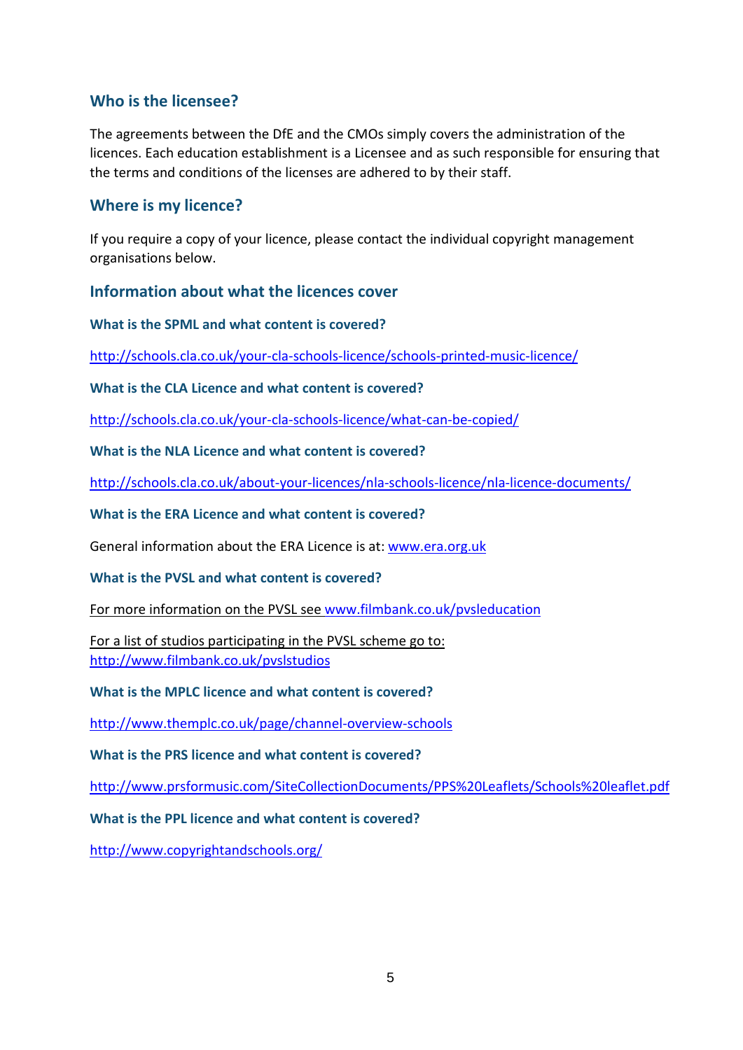## Who is the licensee?

The agreements between the DfE and the CMOs simply covers the administration of the licences. Each education establishment is a Licensee and as such responsible for ensuring that the terms and conditions of the licenses are adhered to by their staff.

## Where is my licence?

If you require a copy of your licence, please contact the individual copyright management organisations below.

## Information about what the licences cover

### What is the SPML and what content is covered?

http://schools.cla.co.uk/your-cla-schools-licence/schools-printed-music-licence/

### What is the CLA Licence and what content is covered?

http://schools.cla.co.uk/your-cla-schools-licence/what-can-be-copied/

### What is the NLA Licence and what content is covered?

http://schools.cla.co.uk/about-your-licences/nla-schools-licence/nla-licence-documents/

### What is the ERA Licence and what content is covered?

General information about the ERA Licence is at: www.era.org.uk

### What is the PVSL and what content is covered?

For more information on the PVSL see www.filmbank.co.uk/pvsleducation

For a list of studios participating in the PVSL scheme go to: http://www.filmbank.co.uk/pvslstudios

### What is the MPLC licence and what content is covered?

http://www.themplc.co.uk/page/channel-overview-schools

### What is the PRS licence and what content is covered?

http://www.prsformusic.com/SiteCollectionDocuments/PPS%20Leaflets/Schools%20leaflet.pdf

### What is the PPL licence and what content is covered?

http://www.copyrightandschools.org/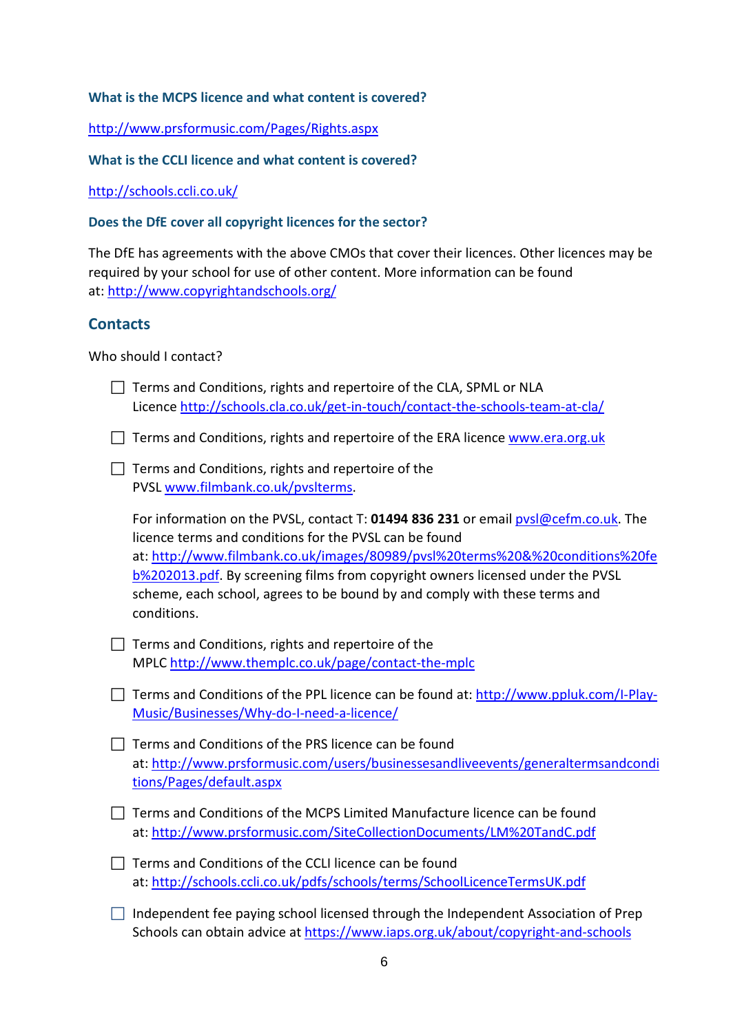### What is the MCPS licence and what content is covered?

http://www.prsformusic.com/Pages/Rights.aspx

### What is the CCLI licence and what content is covered?

http://schools.ccli.co.uk/

### Does the DfE cover all copyright licences for the sector?

The DfE has agreements with the above CMOs that cover their licences. Other licences may be required by your school for use of other content. More information can be found at: http://www.copyrightandschools.org/

## Contacts

Who should I contact?

- ☐ Terms and Conditions, rights and repertoire of the CLA, SPML or NLA Licence http://schools.cla.co.uk/get-in-touch/contact-the-schools-team-at-cla/
- ☐ Terms and Conditions, rights and repertoire of the ERA licence www.era.org.uk
- ☐ Terms and Conditions, rights and repertoire of the PVSL www.filmbank.co.uk/pvslterms.

  For information on the PVSL, contact T: **01494 836 231** or email pvsl@cefm.co.uk. The licence terms and conditions for the PVSL can be found at: http://www.filmbank.co.uk/images/80989/pvsl%20terms%20&%20conditions%20feb%202013.pdf. By screening films from copyright owners licensed under the PVSL scheme, each school, agrees to be bound by and comply with these terms and conditions.
- ☐ Terms and Conditions, rights and repertoire of the MPLC http://www.themplc.co.uk/page/contact-the-mplc
- ☐ Terms and Conditions of the PPL licence can be found at: http://www.ppluk.com/I-Play-Music/Businesses/Why-do-I-need-a-licence/
- ☐ Terms and Conditions of the PRS licence can be found at: http://www.prsformusic.com/users/businessesandliveevents/generaltermsandconditions/Pages/default.aspx
- ☐ Terms and Conditions of the MCPS Limited Manufacture licence can be found at: http://www.prsformusic.com/SiteCollectionDocuments/LM%20TandC.pdf
- ☐ Terms and Conditions of the CCLI licence can be found at: http://schools.ccli.co.uk/pdfs/schools/terms/SchoolLicenceTermsUK.pdf
- ☐ Independent fee paying school licensed through the Independent Association of Prep Schools can obtain advice at https://www.iaps.org.uk/about/copyright-and-schools